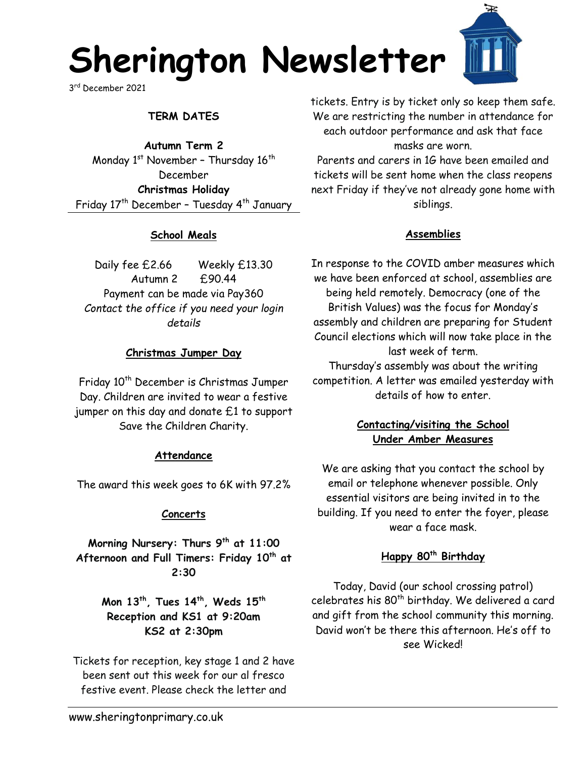# Sherington Newsletter

3rd December 2021

**TERM DATES**

**Autumn Term 2**
Monday 1st November – Thursday 16th December
**Christmas Holiday**
Friday 17th December – Tuesday 4th January

## School Meals

Daily fee £2.66 Weekly £13.30
Autumn 2 £90.44
Payment can be made via Pay360
*Contact the office if you need your login details*

## Christmas Jumper Day

Friday 10th December is Christmas Jumper Day. Children are invited to wear a festive jumper on this day and donate £1 to support Save the Children Charity.

## Attendance

The award this week goes to 6K with 97.2%

## Concerts

**Morning Nursery: Thurs 9th at 11:00**
**Afternoon and Full Timers: Friday 10th at 2:30**

**Mon 13th, Tues 14th, Weds 15th**
**Reception and KS1 at 9:20am**
**KS2 at 2:30pm**

Tickets for reception, key stage 1 and 2 have been sent out this week for our al fresco festive event. Please check the letter and tickets. Entry is by ticket only so keep them safe. We are restricting the number in attendance for each outdoor performance and ask that face masks are worn.

Parents and carers in 1G have been emailed and tickets will be sent home when the class reopens next Friday if they've not already gone home with siblings.

## Assemblies

In response to the COVID amber measures which we have been enforced at school, assemblies are being held remotely. Democracy (one of the British Values) was the focus for Monday's assembly and children are preparing for Student Council elections which will now take place in the last week of term.

Thursday's assembly was about the writing competition. A letter was emailed yesterday with details of how to enter.

## Contacting/visiting the School Under Amber Measures

We are asking that you contact the school by email or telephone whenever possible. Only essential visitors are being invited in to the building. If you need to enter the foyer, please wear a face mask.

## Happy 80th Birthday

Today, David (our school crossing patrol) celebrates his 80th birthday. We delivered a card and gift from the school community this morning. David won't be there this afternoon. He's off to see Wicked!

www.sheringtonprimary.co.uk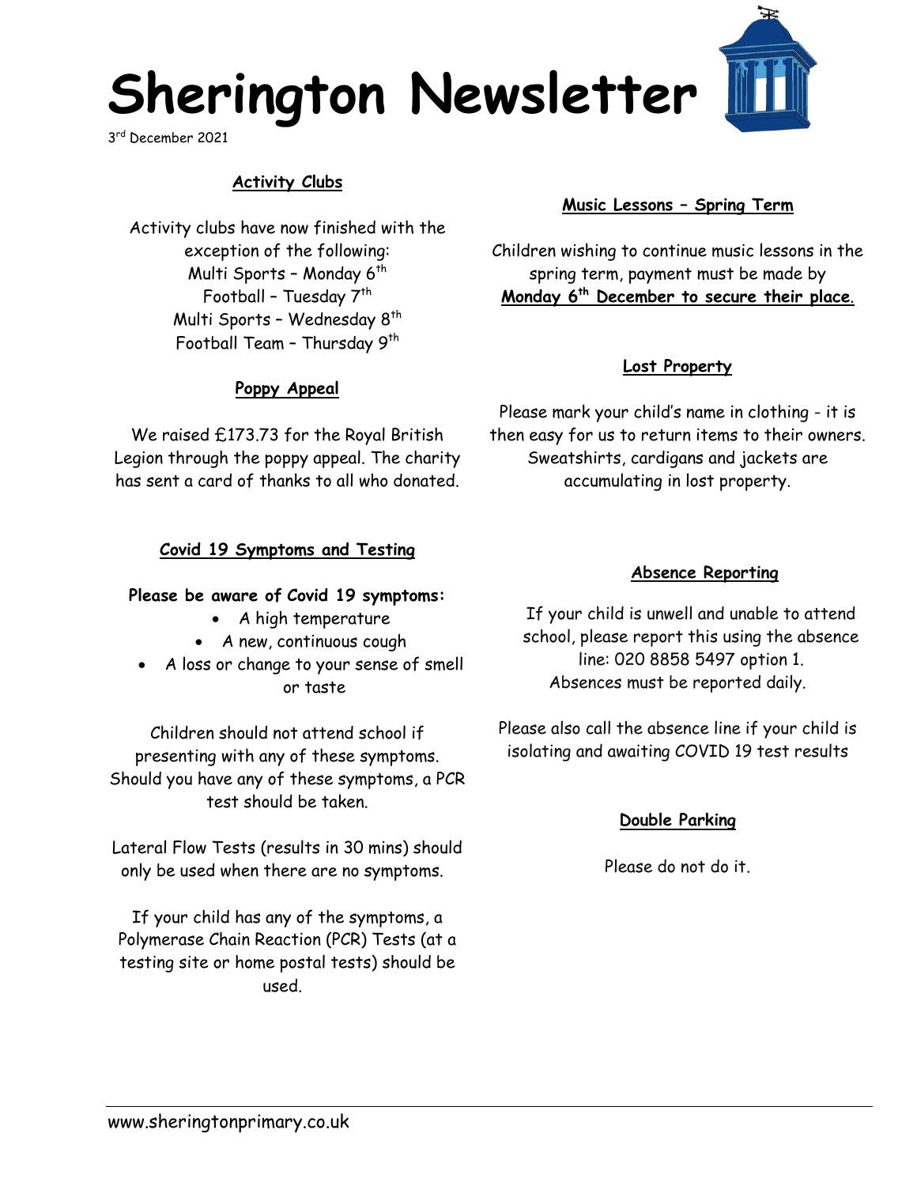# Sherington Newsletter

3rd December 2021

## Activity Clubs

Activity clubs have now finished with the exception of the following:
Multi Sports – Monday 6th
Football – Tuesday 7th
Multi Sports – Wednesday 8th
Football Team – Thursday 9th

## Poppy Appeal

We raised £173.73 for the Royal British Legion through the poppy appeal. The charity has sent a card of thanks to all who donated.

## Covid 19 Symptoms and Testing

**Please be aware of Covid 19 symptoms:**

- A high temperature
- A new, continuous cough
- A loss or change to your sense of smell or taste

Children should not attend school if presenting with any of these symptoms. Should you have any of these symptoms, a PCR test should be taken.

Lateral Flow Tests (results in 30 mins) should only be used when there are no symptoms.

If your child has any of the symptoms, a Polymerase Chain Reaction (PCR) Tests (at a testing site or home postal tests) should be used.

## Music Lessons – Spring Term

Children wishing to continue music lessons in the spring term, payment must be made by **Monday 6th December to secure their place.**

## Lost Property

Please mark your child's name in clothing - it is then easy for us to return items to their owners. Sweatshirts, cardigans and jackets are accumulating in lost property.

## Absence Reporting

If your child is unwell and unable to attend school, please report this using the absence line: 020 8858 5497 option 1.
Absences must be reported daily.

Please also call the absence line if your child is isolating and awaiting COVID 19 test results

## Double Parking

Please do not do it.

www.sheringtonprimary.co.uk